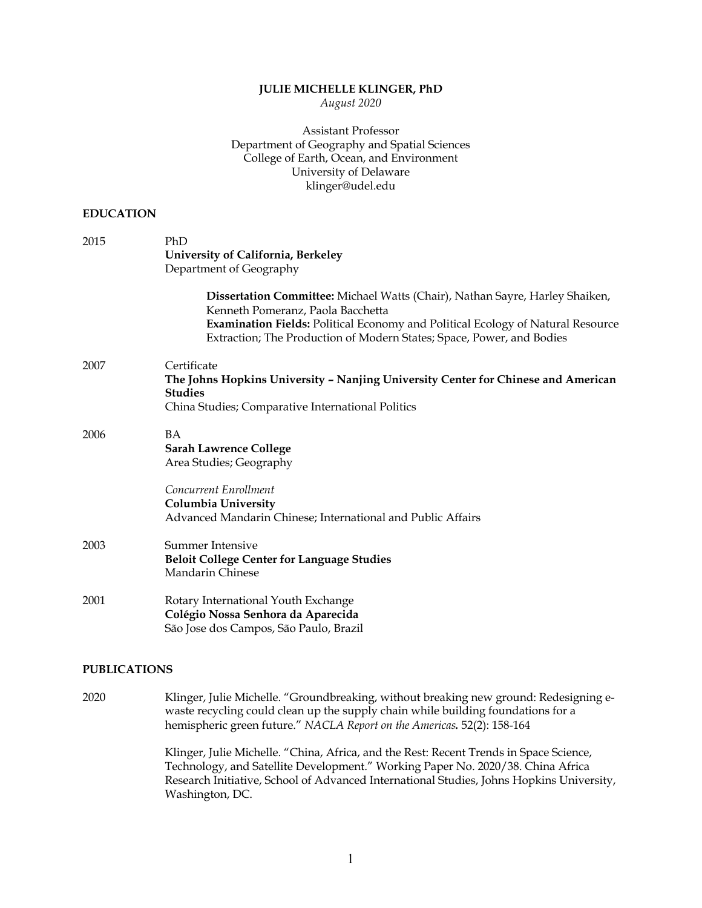# JULIE MICHELLE KLINGER, PhD

*August 2020*

Assistant Professor
Department of Geography and Spatial Sciences
College of Earth, Ocean, and Environment
University of Delaware
klinger@udel.edu

## EDUCATION

2015 — PhD
**University of California, Berkeley**
Department of Geography

> **Dissertation Committee:** Michael Watts (Chair), Nathan Sayre, Harley Shaiken, Kenneth Pomeranz, Paola Bacchetta
> **Examination Fields:** Political Economy and Political Ecology of Natural Resource Extraction; The Production of Modern States; Space, Power, and Bodies

2007 — Certificate
**The Johns Hopkins University – Nanjing University Center for Chinese and American Studies**
China Studies; Comparative International Politics

2006 — BA
**Sarah Lawrence College**
Area Studies; Geography

*Concurrent Enrollment*
**Columbia University**
Advanced Mandarin Chinese; International and Public Affairs

2003 — Summer Intensive
**Beloit College Center for Language Studies**
Mandarin Chinese

2001 — Rotary International Youth Exchange
**Colégio Nossa Senhora da Aparecida**
São Jose dos Campos, São Paulo, Brazil

## PUBLICATIONS

2020

Klinger, Julie Michelle. "Groundbreaking, without breaking new ground: Redesigning e-waste recycling could clean up the supply chain while building foundations for a hemispheric green future." *NACLA Report on the Americas.* 52(2): 158-164

Klinger, Julie Michelle. "China, Africa, and the Rest: Recent Trends in Space Science, Technology, and Satellite Development." Working Paper No. 2020/38. China Africa Research Initiative, School of Advanced International Studies, Johns Hopkins University, Washington, DC.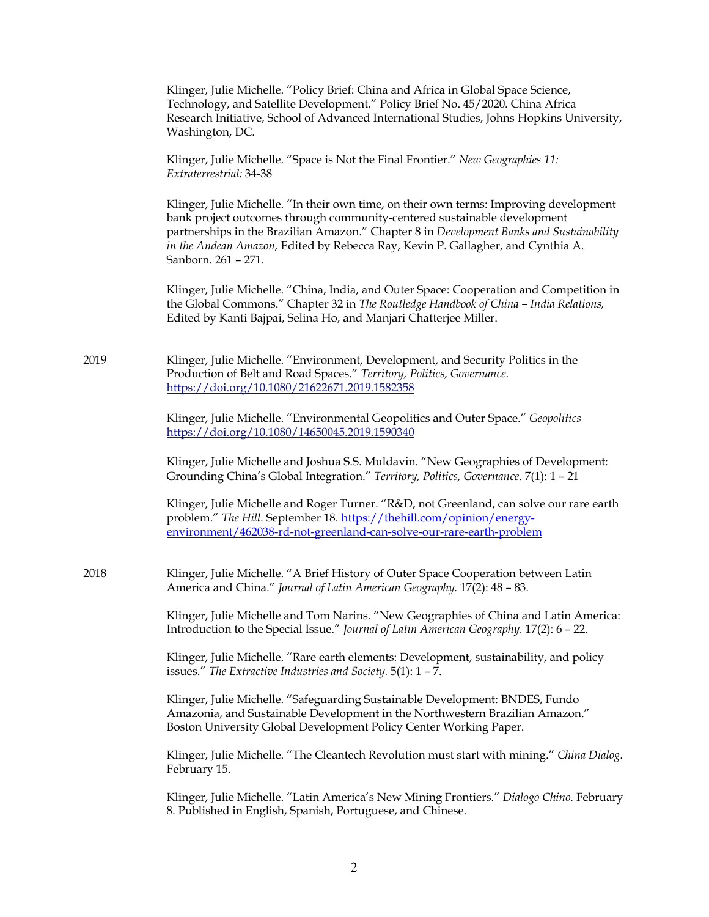Klinger, Julie Michelle. "Policy Brief: China and Africa in Global Space Science, Technology, and Satellite Development." Policy Brief No. 45/2020. China Africa Research Initiative, School of Advanced International Studies, Johns Hopkins University, Washington, DC.

Klinger, Julie Michelle. "Space is Not the Final Frontier." *New Geographies 11: Extraterrestrial:* 34-38

Klinger, Julie Michelle. "In their own time, on their own terms: Improving development bank project outcomes through community-centered sustainable development partnerships in the Brazilian Amazon." Chapter 8 in *Development Banks and Sustainability in the Andean Amazon,* Edited by Rebecca Ray, Kevin P. Gallagher, and Cynthia A. Sanborn. 261 – 271.

Klinger, Julie Michelle. "China, India, and Outer Space: Cooperation and Competition in the Global Commons." Chapter 32 in *The Routledge Handbook of China – India Relations,* Edited by Kanti Bajpai, Selina Ho, and Manjari Chatterjee Miller.

2019

Klinger, Julie Michelle. "Environment, Development, and Security Politics in the Production of Belt and Road Spaces." *Territory, Politics, Governance.* https://doi.org/10.1080/21622671.2019.1582358

Klinger, Julie Michelle. "Environmental Geopolitics and Outer Space." *Geopolitics* https://doi.org/10.1080/14650045.2019.1590340

Klinger, Julie Michelle and Joshua S.S. Muldavin. "New Geographies of Development: Grounding China's Global Integration." *Territory, Politics, Governance.* 7(1): 1 – 21

Klinger, Julie Michelle and Roger Turner. "R&D, not Greenland, can solve our rare earth problem." *The Hill.* September 18. https://thehill.com/opinion/energy-environment/462038-rd-not-greenland-can-solve-our-rare-earth-problem

2018

Klinger, Julie Michelle. "A Brief History of Outer Space Cooperation between Latin America and China." *Journal of Latin American Geography.* 17(2): 48 – 83.

Klinger, Julie Michelle and Tom Narins. "New Geographies of China and Latin America: Introduction to the Special Issue." *Journal of Latin American Geography.* 17(2): 6 – 22.

Klinger, Julie Michelle. "Rare earth elements: Development, sustainability, and policy issues." *The Extractive Industries and Society.* 5(1): 1 – 7.

Klinger, Julie Michelle. "Safeguarding Sustainable Development: BNDES, Fundo Amazonia, and Sustainable Development in the Northwestern Brazilian Amazon." Boston University Global Development Policy Center Working Paper.

Klinger, Julie Michelle. "The Cleantech Revolution must start with mining." *China Dialog.* February 15.

Klinger, Julie Michelle. "Latin America's New Mining Frontiers." *Dialogo Chino.* February 8. Published in English, Spanish, Portuguese, and Chinese.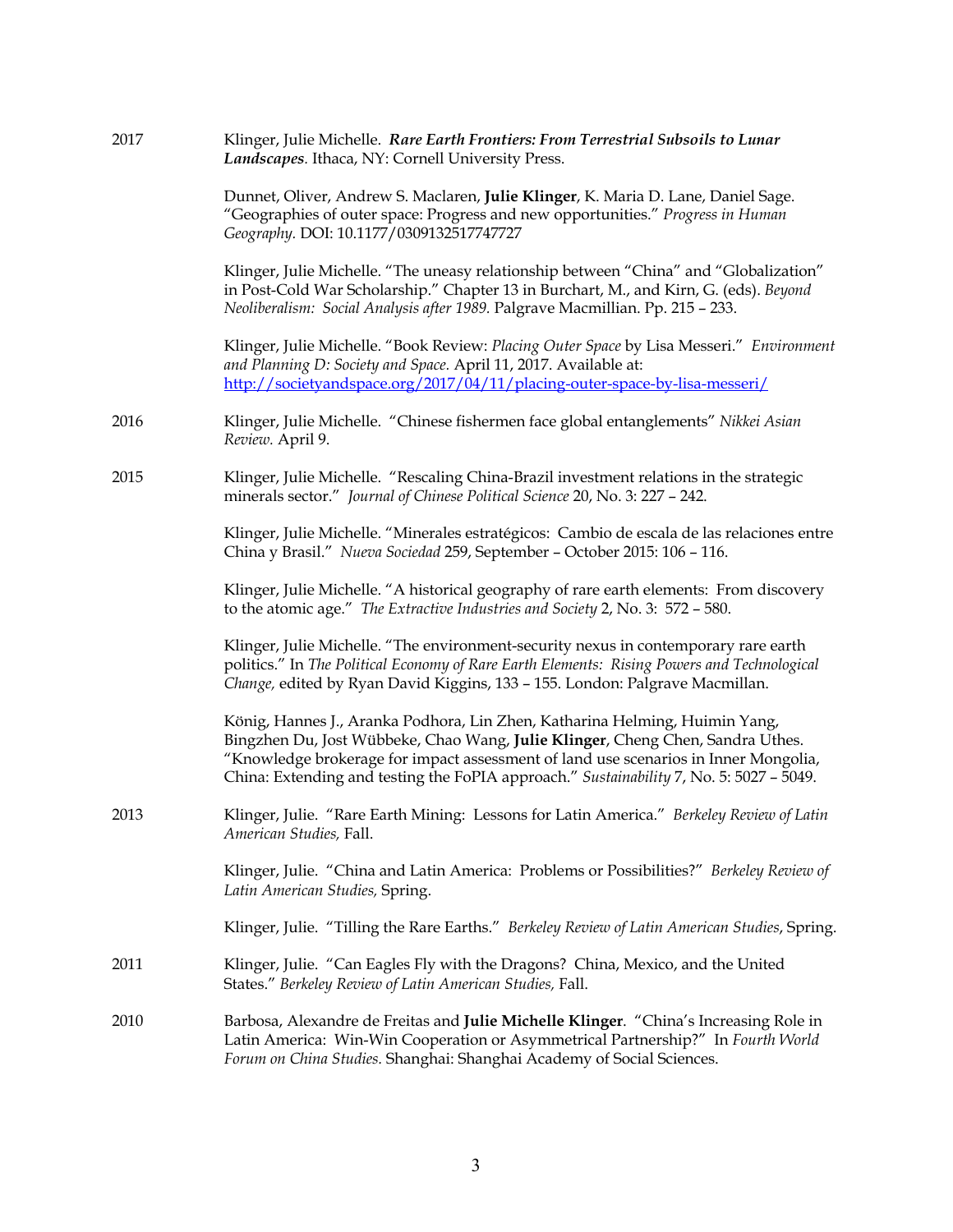2017 Klinger, Julie Michelle. ***Rare Earth Frontiers: From Terrestrial Subsoils to Lunar Landscapes***. Ithaca, NY: Cornell University Press.

Dunnet, Oliver, Andrew S. Maclaren, **Julie Klinger**, K. Maria D. Lane, Daniel Sage. "Geographies of outer space: Progress and new opportunities." *Progress in Human Geography.* DOI: 10.1177/0309132517747727

Klinger, Julie Michelle. "The uneasy relationship between "China" and "Globalization" in Post-Cold War Scholarship." Chapter 13 in Burchart, M., and Kirn, G. (eds). *Beyond Neoliberalism: Social Analysis after 1989.* Palgrave Macmillian. Pp. 215 – 233.

Klinger, Julie Michelle. "Book Review: *Placing Outer Space* by Lisa Messeri." *Environment and Planning D: Society and Space.* April 11, 2017. Available at: http://societyandspace.org/2017/04/11/placing-outer-space-by-lisa-messeri/

2016 Klinger, Julie Michelle. "Chinese fishermen face global entanglements" *Nikkei Asian Review.* April 9.

2015 Klinger, Julie Michelle. "Rescaling China-Brazil investment relations in the strategic minerals sector." *Journal of Chinese Political Science* 20, No. 3: 227 – 242.

Klinger, Julie Michelle. "Minerales estratégicos: Cambio de escala de las relaciones entre China y Brasil." *Nueva Sociedad* 259, September – October 2015: 106 – 116.

Klinger, Julie Michelle. "A historical geography of rare earth elements: From discovery to the atomic age." *The Extractive Industries and Society* 2, No. 3: 572 – 580.

Klinger, Julie Michelle. "The environment-security nexus in contemporary rare earth politics." In *The Political Economy of Rare Earth Elements: Rising Powers and Technological Change,* edited by Ryan David Kiggins, 133 – 155. London: Palgrave Macmillan.

König, Hannes J., Aranka Podhora, Lin Zhen, Katharina Helming, Huimin Yang, Bingzhen Du, Jost Wübbeke, Chao Wang, **Julie Klinger**, Cheng Chen, Sandra Uthes. "Knowledge brokerage for impact assessment of land use scenarios in Inner Mongolia, China: Extending and testing the FoPIA approach." *Sustainability* 7, No. 5: 5027 – 5049.

2013 Klinger, Julie. "Rare Earth Mining: Lessons for Latin America." *Berkeley Review of Latin American Studies,* Fall.

Klinger, Julie. "China and Latin America: Problems or Possibilities?" *Berkeley Review of Latin American Studies,* Spring.

Klinger, Julie. "Tilling the Rare Earths." *Berkeley Review of Latin American Studies*, Spring.

2011 Klinger, Julie. "Can Eagles Fly with the Dragons? China, Mexico, and the United States." *Berkeley Review of Latin American Studies,* Fall.

2010 Barbosa, Alexandre de Freitas and **Julie Michelle Klinger**. "China's Increasing Role in Latin America: Win-Win Cooperation or Asymmetrical Partnership?" In *Fourth World Forum on China Studies.* Shanghai: Shanghai Academy of Social Sciences.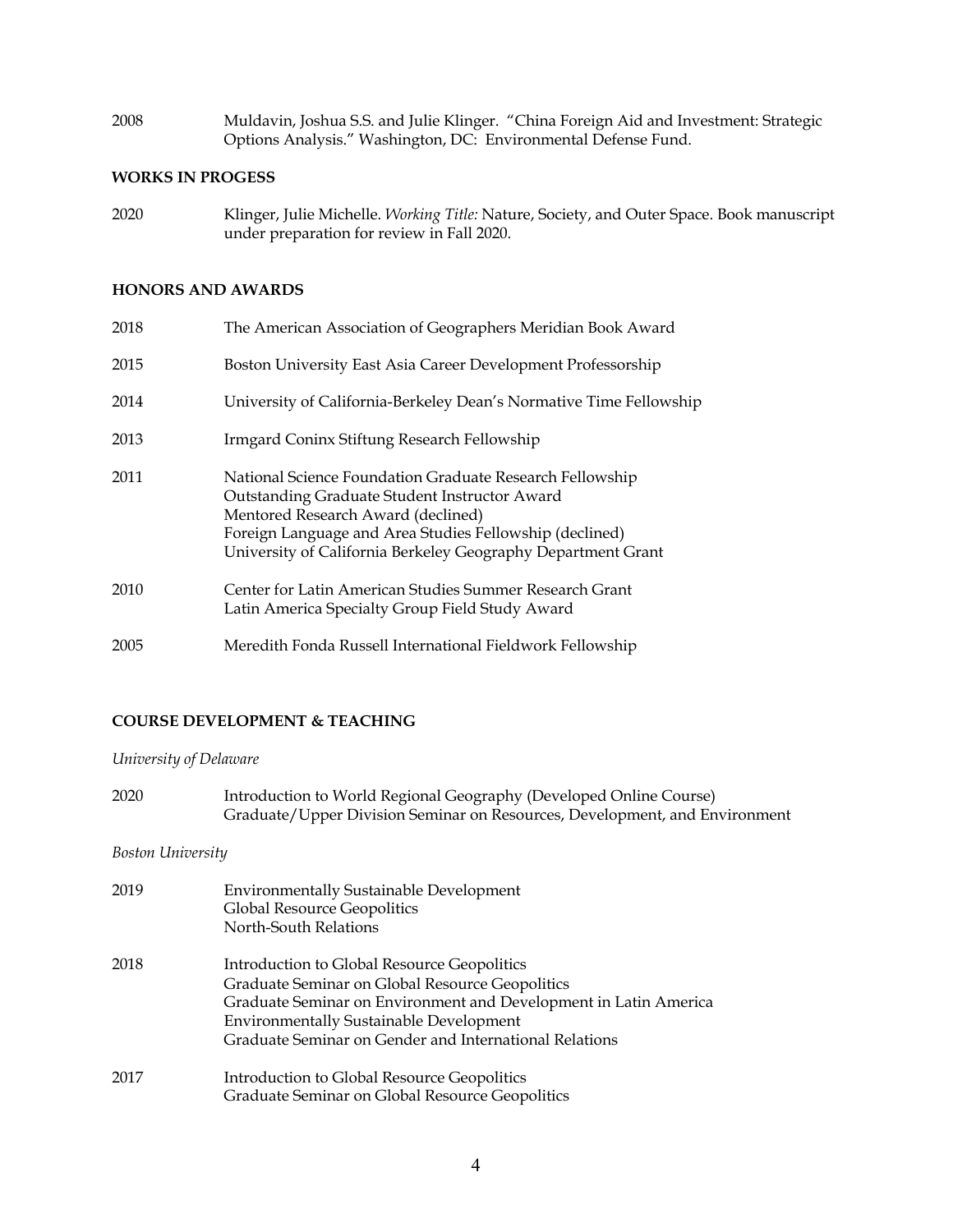2008 Muldavin, Joshua S.S. and Julie Klinger. "China Foreign Aid and Investment: Strategic Options Analysis." Washington, DC: Environmental Defense Fund.

**WORKS IN PROGESS**

2020 Klinger, Julie Michelle. *Working Title:* Nature, Society, and Outer Space. Book manuscript under preparation for review in Fall 2020.

**HONORS AND AWARDS**

2018 The American Association of Geographers Meridian Book Award

2015 Boston University East Asia Career Development Professorship

2014 University of California-Berkeley Dean's Normative Time Fellowship

2013 Irmgard Coninx Stiftung Research Fellowship

2011 National Science Foundation Graduate Research Fellowship
Outstanding Graduate Student Instructor Award
Mentored Research Award (declined)
Foreign Language and Area Studies Fellowship (declined)
University of California Berkeley Geography Department Grant

2010 Center for Latin American Studies Summer Research Grant
Latin America Specialty Group Field Study Award

2005 Meredith Fonda Russell International Fieldwork Fellowship

**COURSE DEVELOPMENT & TEACHING**

*University of Delaware*

2020 Introduction to World Regional Geography (Developed Online Course)
Graduate/Upper Division Seminar on Resources, Development, and Environment

*Boston University*

2019 Environmentally Sustainable Development
Global Resource Geopolitics
North-South Relations

2018 Introduction to Global Resource Geopolitics
Graduate Seminar on Global Resource Geopolitics
Graduate Seminar on Environment and Development in Latin America
Environmentally Sustainable Development
Graduate Seminar on Gender and International Relations

2017 Introduction to Global Resource Geopolitics
Graduate Seminar on Global Resource Geopolitics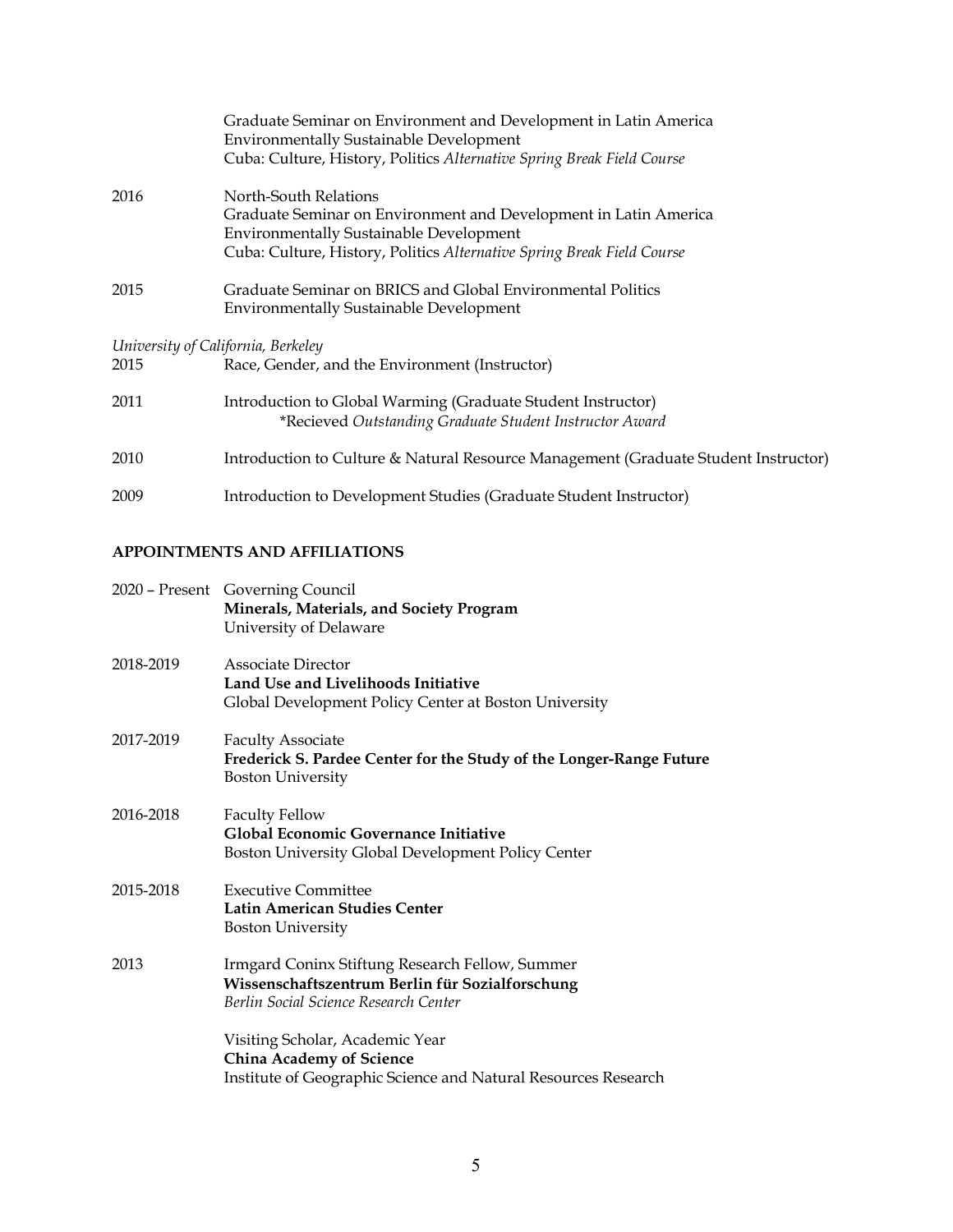| | |
|---|---|
| | Graduate Seminar on Environment and Development in Latin America<br>Environmentally Sustainable Development<br>Cuba: Culture, History, Politics *Alternative Spring Break Field Course* |
| 2016 | North-South Relations<br>Graduate Seminar on Environment and Development in Latin America<br>Environmentally Sustainable Development<br>Cuba: Culture, History, Politics *Alternative Spring Break Field Course* |
| 2015 | Graduate Seminar on BRICS and Global Environmental Politics<br>Environmentally Sustainable Development |

*University of California, Berkeley*

| | |
|---|---|
| 2015 | Race, Gender, and the Environment (Instructor) |
| 2011 | Introduction to Global Warming (Graduate Student Instructor)<br>*Recieved *Outstanding Graduate Student Instructor Award* |
| 2010 | Introduction to Culture & Natural Resource Management (Graduate Student Instructor) |
| 2009 | Introduction to Development Studies (Graduate Student Instructor) |

## APPOINTMENTS AND AFFILIATIONS

| | |
|---|---|
| 2020 – Present | Governing Council<br>**Minerals, Materials, and Society Program**<br>University of Delaware |
| 2018-2019 | Associate Director<br>**Land Use and Livelihoods Initiative**<br>Global Development Policy Center at Boston University |
| 2017-2019 | Faculty Associate<br>**Frederick S. Pardee Center for the Study of the Longer-Range Future**<br>Boston University |
| 2016-2018 | Faculty Fellow<br>**Global Economic Governance Initiative**<br>Boston University Global Development Policy Center |
| 2015-2018 | Executive Committee<br>**Latin American Studies Center**<br>Boston University |
| 2013 | Irmgard Coninx Stiftung Research Fellow, Summer<br>**Wissenschaftszentrum Berlin für Sozialforschung**<br>*Berlin Social Science Research Center* |
| | Visiting Scholar, Academic Year<br>**China Academy of Science**<br>Institute of Geographic Science and Natural Resources Research |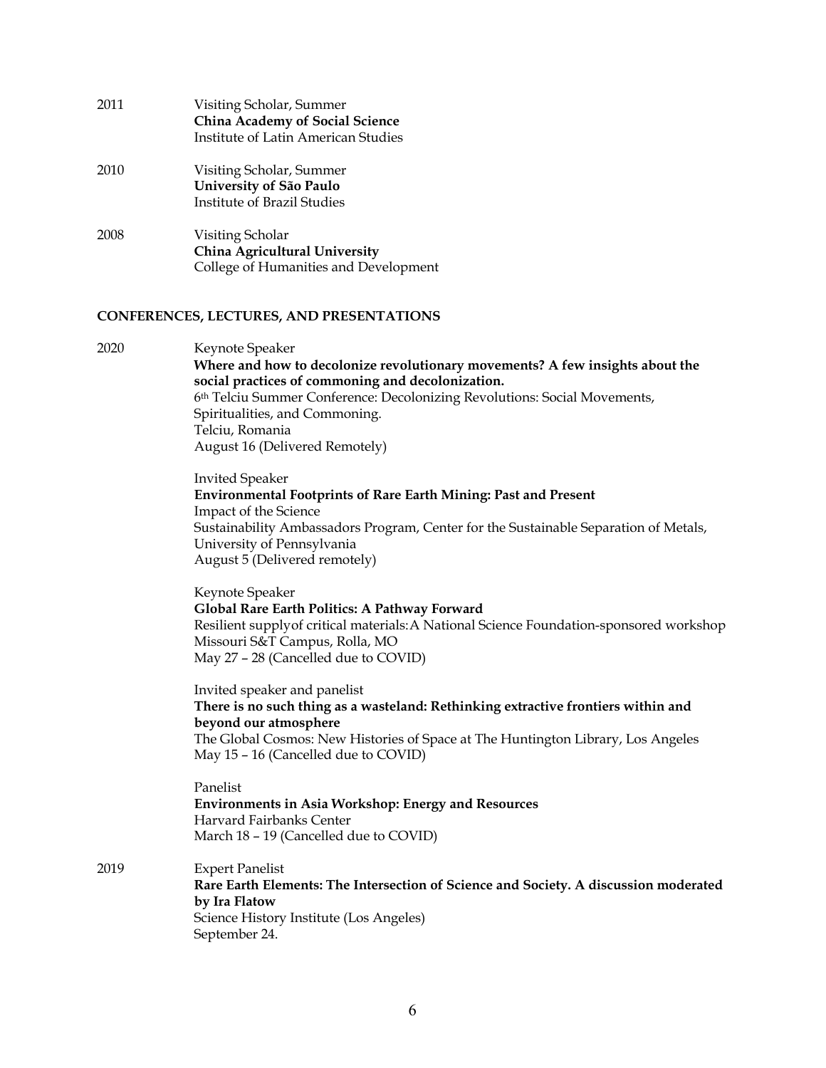2011 Visiting Scholar, Summer
**China Academy of Social Science**
Institute of Latin American Studies

2010 Visiting Scholar, Summer
**University of São Paulo**
Institute of Brazil Studies

2008 Visiting Scholar
**China Agricultural University**
College of Humanities and Development

## CONFERENCES, LECTURES, AND PRESENTATIONS

2020 Keynote Speaker
**Where and how to decolonize revolutionary movements? A few insights about the social practices of commoning and decolonization.**
6th Telciu Summer Conference: Decolonizing Revolutions: Social Movements, Spiritualities, and Commoning.
Telciu, Romania
August 16 (Delivered Remotely)

Invited Speaker
**Environmental Footprints of Rare Earth Mining: Past and Present**
Impact of the Science
Sustainability Ambassadors Program, Center for the Sustainable Separation of Metals, University of Pennsylvania
August 5 (Delivered remotely)

Keynote Speaker
**Global Rare Earth Politics: A Pathway Forward**
Resilient supplyof critical materials:A National Science Foundation-sponsored workshop
Missouri S&T Campus, Rolla, MO
May 27 – 28 (Cancelled due to COVID)

Invited speaker and panelist
**There is no such thing as a wasteland: Rethinking extractive frontiers within and beyond our atmosphere**
The Global Cosmos: New Histories of Space at The Huntington Library, Los Angeles
May 15 – 16 (Cancelled due to COVID)

Panelist
**Environments in Asia Workshop: Energy and Resources**
Harvard Fairbanks Center
March 18 – 19 (Cancelled due to COVID)

2019 Expert Panelist
**Rare Earth Elements: The Intersection of Science and Society. A discussion moderated by Ira Flatow**
Science History Institute (Los Angeles)
September 24.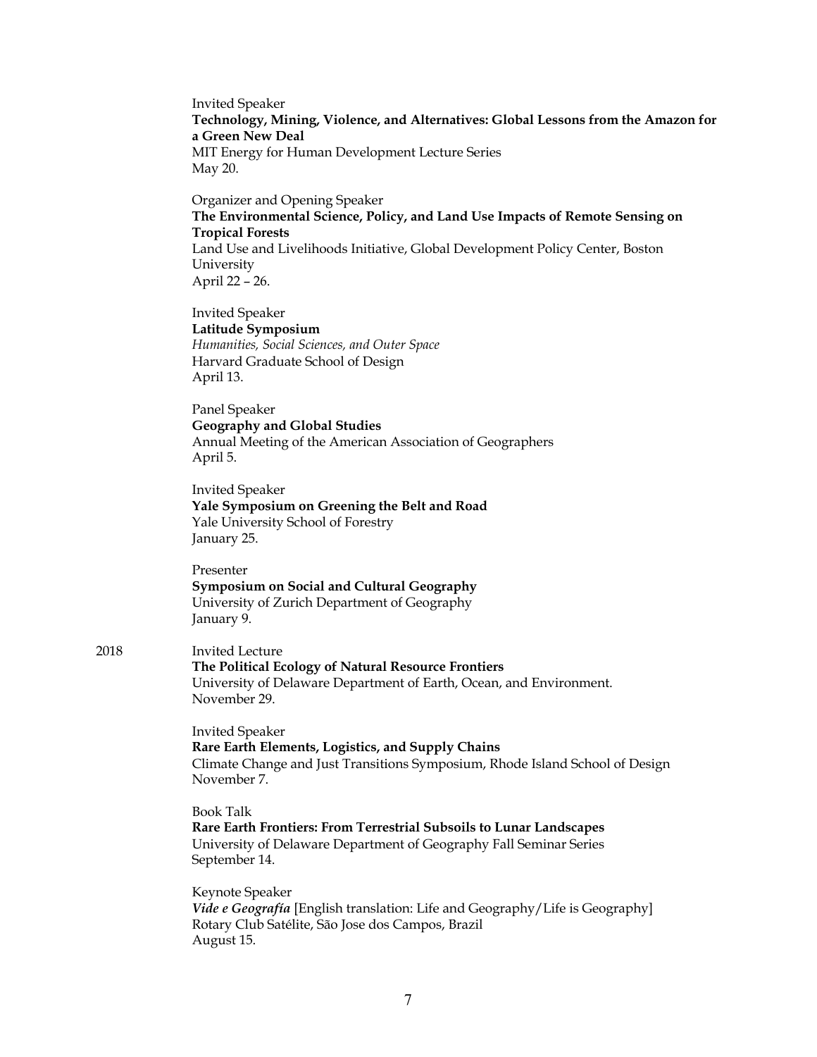Invited Speaker
**Technology, Mining, Violence, and Alternatives: Global Lessons from the Amazon for a Green New Deal**
MIT Energy for Human Development Lecture Series
May 20.

Organizer and Opening Speaker
**The Environmental Science, Policy, and Land Use Impacts of Remote Sensing on Tropical Forests**
Land Use and Livelihoods Initiative, Global Development Policy Center, Boston University
April 22 – 26.

Invited Speaker
**Latitude Symposium**
*Humanities, Social Sciences, and Outer Space*
Harvard Graduate School of Design
April 13.

Panel Speaker
**Geography and Global Studies**
Annual Meeting of the American Association of Geographers
April 5.

Invited Speaker
**Yale Symposium on Greening the Belt and Road**
Yale University School of Forestry
January 25.

Presenter
**Symposium on Social and Cultural Geography**
University of Zurich Department of Geography
January 9.

2018

Invited Lecture
**The Political Ecology of Natural Resource Frontiers**
University of Delaware Department of Earth, Ocean, and Environment.
November 29.

Invited Speaker
**Rare Earth Elements, Logistics, and Supply Chains**
Climate Change and Just Transitions Symposium, Rhode Island School of Design
November 7.

Book Talk
**Rare Earth Frontiers: From Terrestrial Subsoils to Lunar Landscapes**
University of Delaware Department of Geography Fall Seminar Series
September 14.

Keynote Speaker
***Vide e Geografía*** [English translation: Life and Geography/Life is Geography]
Rotary Club Satélite, São Jose dos Campos, Brazil
August 15.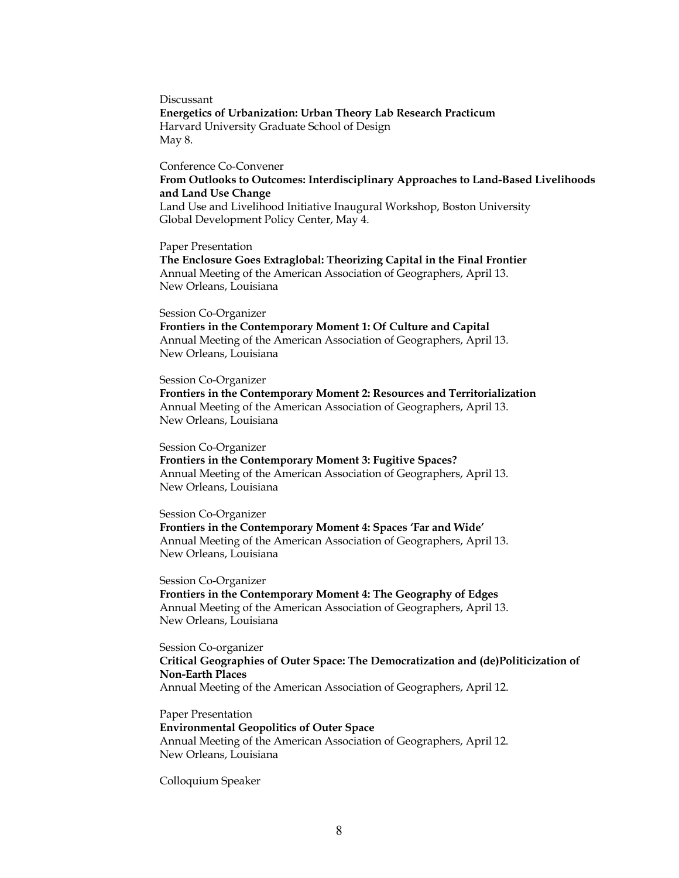Discussant
**Energetics of Urbanization: Urban Theory Lab Research Practicum**
Harvard University Graduate School of Design
May 8.

Conference Co-Convener
**From Outlooks to Outcomes: Interdisciplinary Approaches to Land-Based Livelihoods and Land Use Change**
Land Use and Livelihood Initiative Inaugural Workshop, Boston University
Global Development Policy Center, May 4.

Paper Presentation
**The Enclosure Goes Extraglobal: Theorizing Capital in the Final Frontier**
Annual Meeting of the American Association of Geographers, April 13.
New Orleans, Louisiana

Session Co-Organizer
**Frontiers in the Contemporary Moment 1: Of Culture and Capital**
Annual Meeting of the American Association of Geographers, April 13.
New Orleans, Louisiana

Session Co-Organizer
**Frontiers in the Contemporary Moment 2: Resources and Territorialization**
Annual Meeting of the American Association of Geographers, April 13.
New Orleans, Louisiana

Session Co-Organizer
**Frontiers in the Contemporary Moment 3: Fugitive Spaces?**
Annual Meeting of the American Association of Geographers, April 13.
New Orleans, Louisiana

Session Co-Organizer
**Frontiers in the Contemporary Moment 4: Spaces 'Far and Wide'**
Annual Meeting of the American Association of Geographers, April 13.
New Orleans, Louisiana

Session Co-Organizer
**Frontiers in the Contemporary Moment 4: The Geography of Edges**
Annual Meeting of the American Association of Geographers, April 13.
New Orleans, Louisiana

Session Co-organizer
**Critical Geographies of Outer Space: The Democratization and (de)Politicization of Non-Earth Places**
Annual Meeting of the American Association of Geographers, April 12.

Paper Presentation
**Environmental Geopolitics of Outer Space**
Annual Meeting of the American Association of Geographers, April 12.
New Orleans, Louisiana

Colloquium Speaker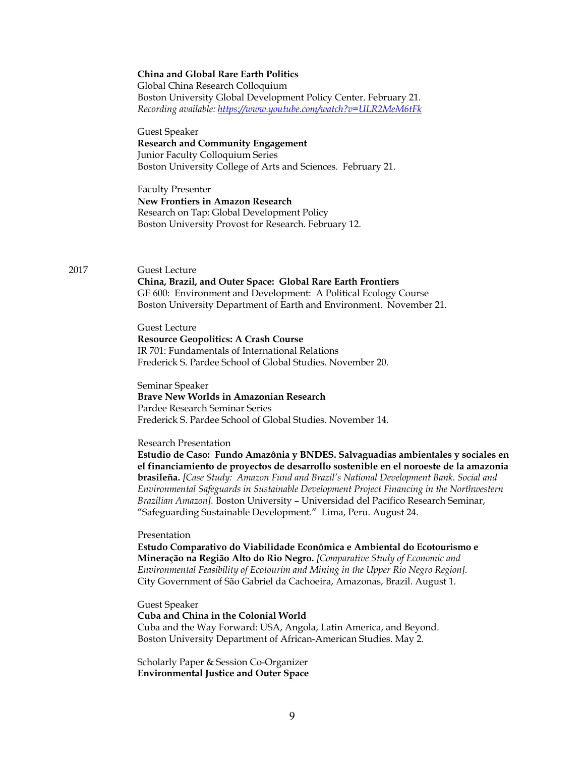**China and Global Rare Earth Politics**
Global China Research Colloquium
Boston University Global Development Policy Center. February 21.
*Recording available: https://www.youtube.com/watch?v=ULR2MeM6tFk*

Guest Speaker
**Research and Community Engagement**
Junior Faculty Colloquium Series
Boston University College of Arts and Sciences. February 21.

Faculty Presenter
**New Frontiers in Amazon Research**
Research on Tap: Global Development Policy
Boston University Provost for Research. February 12.

2017

Guest Lecture
**China, Brazil, and Outer Space: Global Rare Earth Frontiers**
GE 600: Environment and Development: A Political Ecology Course
Boston University Department of Earth and Environment. November 21.

Guest Lecture
**Resource Geopolitics: A Crash Course**
IR 701: Fundamentals of International Relations
Frederick S. Pardee School of Global Studies. November 20.

Seminar Speaker
**Brave New Worlds in Amazonian Research**
Pardee Research Seminar Series
Frederick S. Pardee School of Global Studies. November 14.

Research Presentation
**Estudio de Caso: Fundo Amazônia y BNDES. Salvaguadias ambientales y sociales en el financiamiento de proyectos de desarrollo sostenible en el noroeste de la amazonia brasileña.** *[Case Study: Amazon Fund and Brazil's National Development Bank. Social and Environmental Safeguards in Sustainable Development Project Financing in the Northwestern Brazilian Amazon].* Boston University – Universidad del Pacífico Research Seminar, "Safeguarding Sustainable Development." Lima, Peru. August 24.

Presentation
**Estudo Comparativo do Viabilidade Econômica e Ambiental do Ecotourismo e Mineração na Região Alto do Rio Negro.** *[Comparative Study of Economic and Environmental Feasibility of Ecotourim and Mining in the Upper Rio Negro Region].* City Government of São Gabriel da Cachoeira, Amazonas, Brazil. August 1.

Guest Speaker
**Cuba and China in the Colonial World**
Cuba and the Way Forward: USA, Angola, Latin America, and Beyond.
Boston University Department of African-American Studies. May 2.

Scholarly Paper & Session Co-Organizer
**Environmental Justice and Outer Space**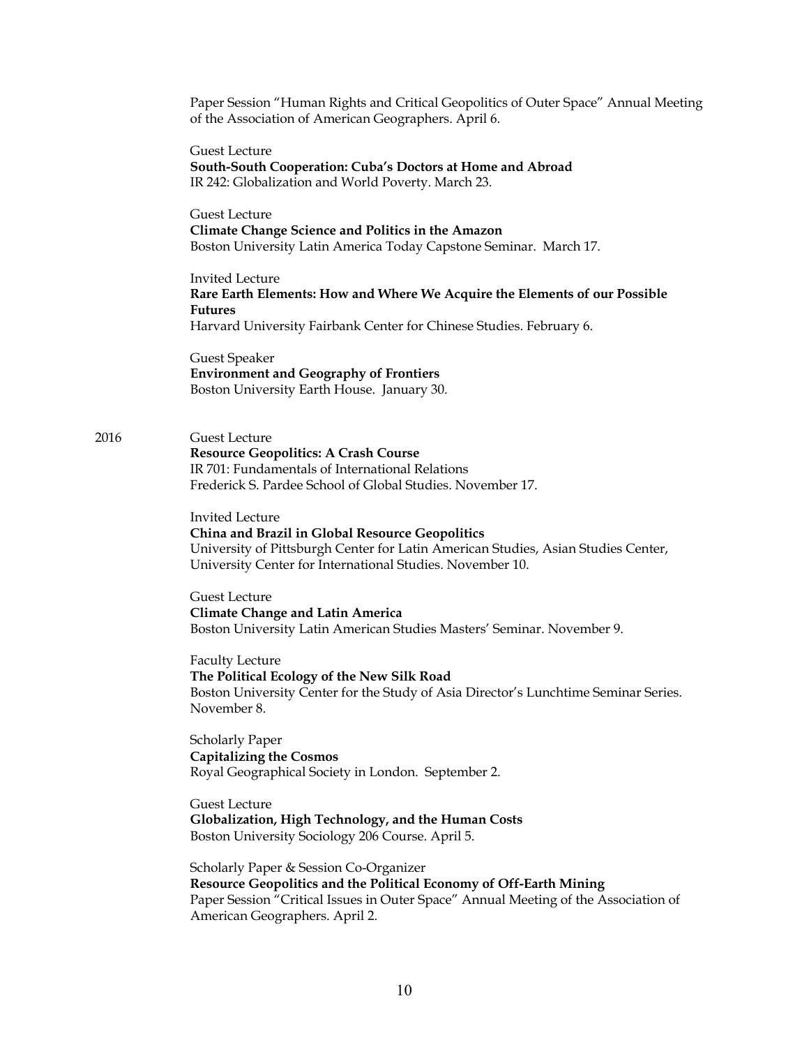Paper Session "Human Rights and Critical Geopolitics of Outer Space" Annual Meeting of the Association of American Geographers. April 6.

Guest Lecture
**South-South Cooperation: Cuba's Doctors at Home and Abroad**
IR 242: Globalization and World Poverty. March 23.

Guest Lecture
**Climate Change Science and Politics in the Amazon**
Boston University Latin America Today Capstone Seminar. March 17.

Invited Lecture
**Rare Earth Elements: How and Where We Acquire the Elements of our Possible Futures**
Harvard University Fairbank Center for Chinese Studies. February 6.

Guest Speaker
**Environment and Geography of Frontiers**
Boston University Earth House. January 30.

2016

Guest Lecture
**Resource Geopolitics: A Crash Course**
IR 701: Fundamentals of International Relations
Frederick S. Pardee School of Global Studies. November 17.

Invited Lecture
**China and Brazil in Global Resource Geopolitics**
University of Pittsburgh Center for Latin American Studies, Asian Studies Center, University Center for International Studies. November 10.

Guest Lecture
**Climate Change and Latin America**
Boston University Latin American Studies Masters' Seminar. November 9.

Faculty Lecture
**The Political Ecology of the New Silk Road**
Boston University Center for the Study of Asia Director's Lunchtime Seminar Series. November 8.

Scholarly Paper
**Capitalizing the Cosmos**
Royal Geographical Society in London. September 2.

Guest Lecture
**Globalization, High Technology, and the Human Costs**
Boston University Sociology 206 Course. April 5.

Scholarly Paper & Session Co-Organizer
**Resource Geopolitics and the Political Economy of Off-Earth Mining**
Paper Session "Critical Issues in Outer Space" Annual Meeting of the Association of American Geographers. April 2.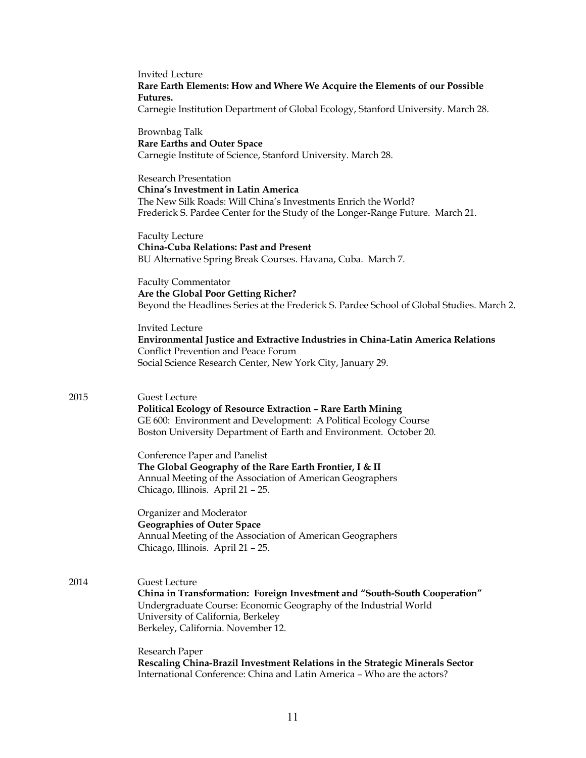Invited Lecture
**Rare Earth Elements: How and Where We Acquire the Elements of our Possible Futures.**
Carnegie Institution Department of Global Ecology, Stanford University. March 28.

Brownbag Talk
**Rare Earths and Outer Space**
Carnegie Institute of Science, Stanford University. March 28.

Research Presentation
**China's Investment in Latin America**
The New Silk Roads: Will China's Investments Enrich the World?
Frederick S. Pardee Center for the Study of the Longer-Range Future. March 21.

Faculty Lecture
**China-Cuba Relations: Past and Present**
BU Alternative Spring Break Courses. Havana, Cuba. March 7.

Faculty Commentator
**Are the Global Poor Getting Richer?**
Beyond the Headlines Series at the Frederick S. Pardee School of Global Studies. March 2.

Invited Lecture
**Environmental Justice and Extractive Industries in China-Latin America Relations**
Conflict Prevention and Peace Forum
Social Science Research Center, New York City, January 29.

2015

Guest Lecture
**Political Ecology of Resource Extraction – Rare Earth Mining**
GE 600: Environment and Development: A Political Ecology Course
Boston University Department of Earth and Environment. October 20.

Conference Paper and Panelist
**The Global Geography of the Rare Earth Frontier, I & II**
Annual Meeting of the Association of American Geographers
Chicago, Illinois. April 21 – 25.

Organizer and Moderator
**Geographies of Outer Space**
Annual Meeting of the Association of American Geographers
Chicago, Illinois. April 21 – 25.

2014

Guest Lecture
**China in Transformation: Foreign Investment and "South-South Cooperation"**
Undergraduate Course: Economic Geography of the Industrial World
University of California, Berkeley
Berkeley, California. November 12.

Research Paper
**Rescaling China-Brazil Investment Relations in the Strategic Minerals Sector**
International Conference: China and Latin America – Who are the actors?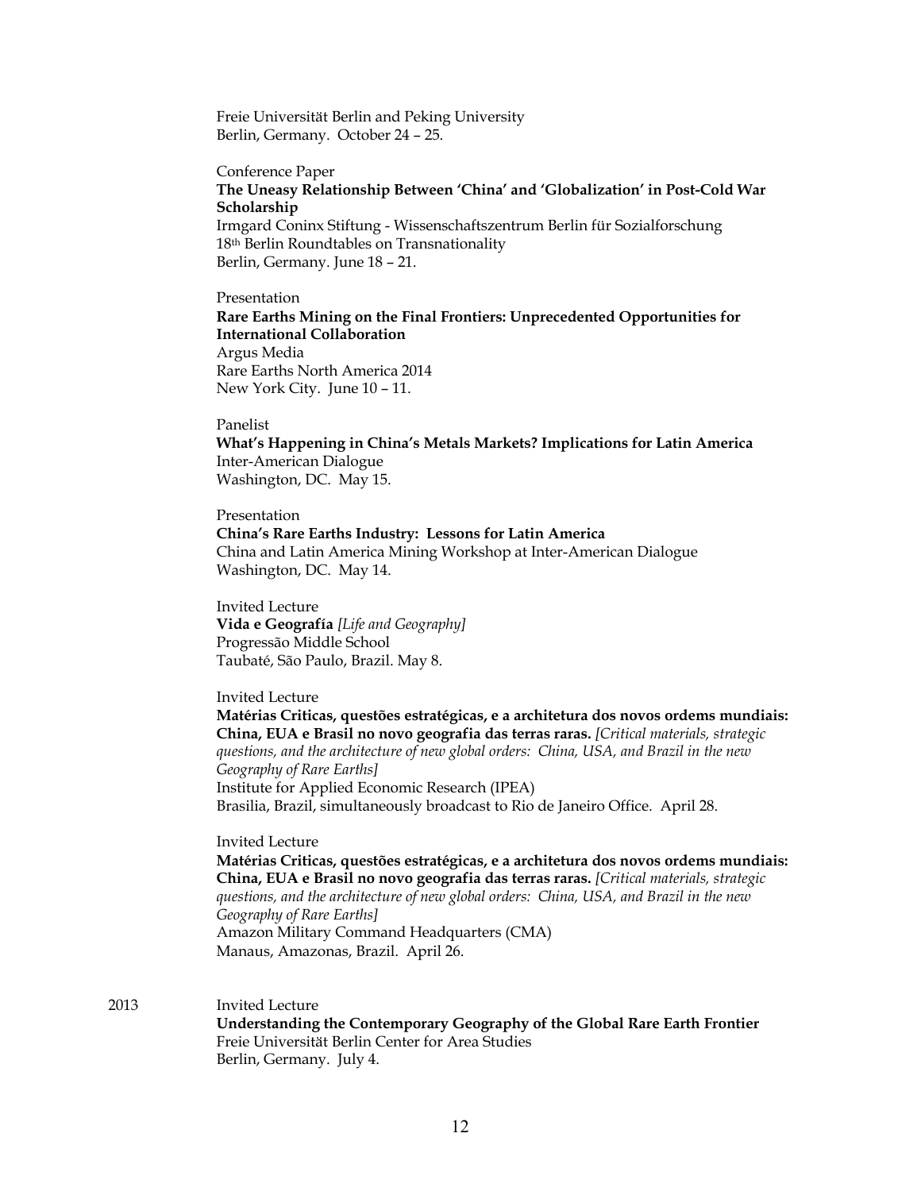Freie Universität Berlin and Peking University
Berlin, Germany. October 24 – 25.

Conference Paper
**The Uneasy Relationship Between 'China' and 'Globalization' in Post-Cold War Scholarship**
Irmgard Coninx Stiftung - Wissenschaftszentrum Berlin für Sozialforschung
18th Berlin Roundtables on Transnationality
Berlin, Germany. June 18 – 21.

Presentation
**Rare Earths Mining on the Final Frontiers: Unprecedented Opportunities for International Collaboration**
Argus Media
Rare Earths North America 2014
New York City. June 10 – 11.

Panelist
**What's Happening in China's Metals Markets? Implications for Latin America**
Inter-American Dialogue
Washington, DC. May 15.

Presentation
**China's Rare Earths Industry: Lessons for Latin America**
China and Latin America Mining Workshop at Inter-American Dialogue
Washington, DC. May 14.

Invited Lecture
**Vida e Geografía** *[Life and Geography]*
Progressão Middle School
Taubaté, São Paulo, Brazil. May 8.

Invited Lecture
**Matérias Criticas, questões estratégicas, e a architetura dos novos ordems mundiais: China, EUA e Brasil no novo geografia das terras raras.** *[Critical materials, strategic questions, and the architecture of new global orders: China, USA, and Brazil in the new Geography of Rare Earths]*
Institute for Applied Economic Research (IPEA)
Brasilia, Brazil, simultaneously broadcast to Rio de Janeiro Office. April 28.

Invited Lecture
**Matérias Criticas, questões estratégicas, e a architetura dos novos ordems mundiais: China, EUA e Brasil no novo geografia das terras raras.** *[Critical materials, strategic questions, and the architecture of new global orders: China, USA, and Brazil in the new Geography of Rare Earths]*
Amazon Military Command Headquarters (CMA)
Manaus, Amazonas, Brazil. April 26.

2013

Invited Lecture
**Understanding the Contemporary Geography of the Global Rare Earth Frontier**
Freie Universität Berlin Center for Area Studies
Berlin, Germany. July 4.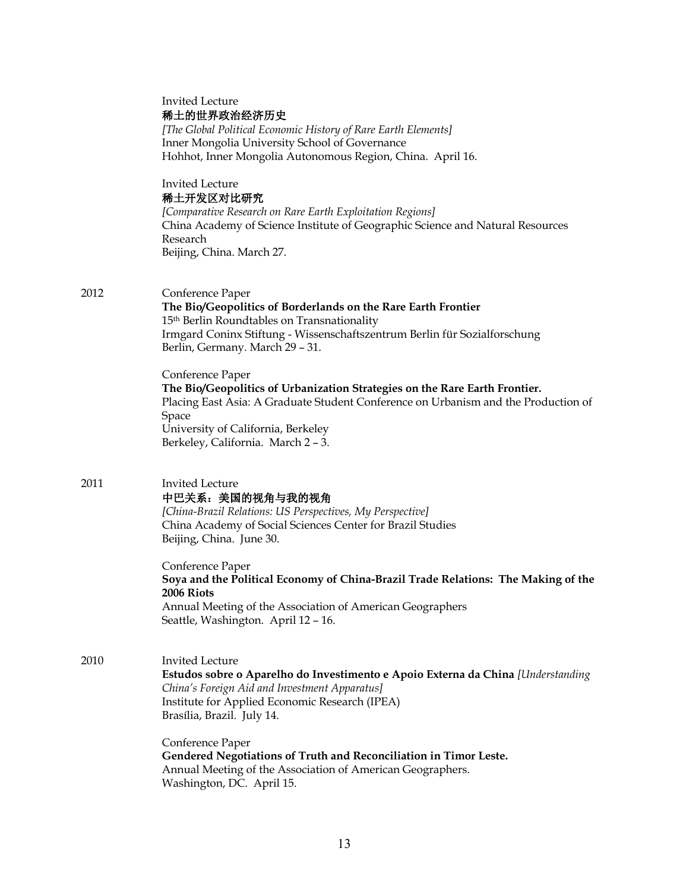Invited Lecture
**稀土的世界政治经济历史**
*[The Global Political Economic History of Rare Earth Elements]*
Inner Mongolia University School of Governance
Hohhot, Inner Mongolia Autonomous Region, China. April 16.

Invited Lecture
**稀土开发区对比研究**
*[Comparative Research on Rare Earth Exploitation Regions]*
China Academy of Science Institute of Geographic Science and Natural Resources Research
Beijing, China. March 27.

2012

Conference Paper
**The Bio/Geopolitics of Borderlands on the Rare Earth Frontier**
15th Berlin Roundtables on Transnationality
Irmgard Coninx Stiftung - Wissenschaftszentrum Berlin für Sozialforschung
Berlin, Germany. March 29 – 31.

Conference Paper
**The Bio/Geopolitics of Urbanization Strategies on the Rare Earth Frontier.**
Placing East Asia: A Graduate Student Conference on Urbanism and the Production of Space
University of California, Berkeley
Berkeley, California. March 2 – 3.

2011

Invited Lecture
**中巴关系：美国的视角与我的视角**
*[China-Brazil Relations: US Perspectives, My Perspective]*
China Academy of Social Sciences Center for Brazil Studies
Beijing, China. June 30.

Conference Paper
**Soya and the Political Economy of China-Brazil Trade Relations: The Making of the 2006 Riots**
Annual Meeting of the Association of American Geographers
Seattle, Washington. April 12 – 16.

2010

Invited Lecture
**Estudos sobre o Aparelho do Investimento e Apoio Externa da China** *[Understanding China's Foreign Aid and Investment Apparatus]*
Institute for Applied Economic Research (IPEA)
Brasília, Brazil. July 14.

Conference Paper
**Gendered Negotiations of Truth and Reconciliation in Timor Leste.**
Annual Meeting of the Association of American Geographers.
Washington, DC. April 15.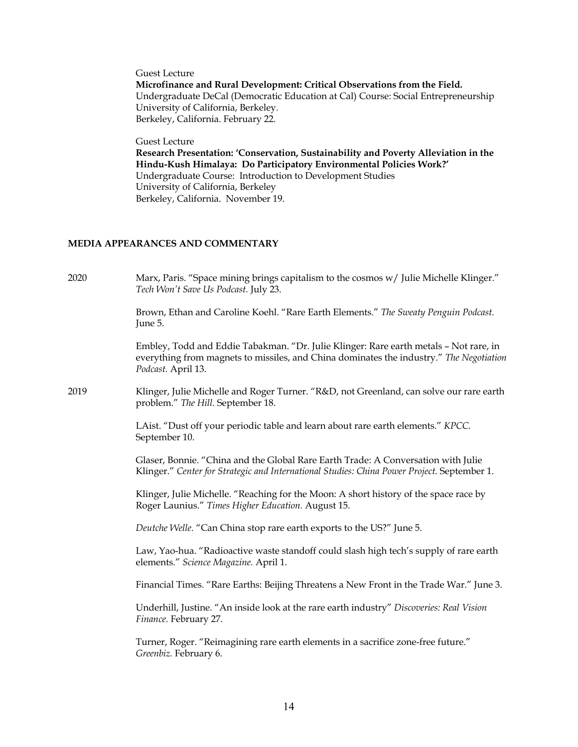Guest Lecture
**Microfinance and Rural Development: Critical Observations from the Field.**
Undergraduate DeCal (Democratic Education at Cal) Course: Social Entrepreneurship
University of California, Berkeley.
Berkeley, California. February 22.

Guest Lecture
**Research Presentation: 'Conservation, Sustainability and Poverty Alleviation in the Hindu-Kush Himalaya: Do Participatory Environmental Policies Work?'**
Undergraduate Course: Introduction to Development Studies
University of California, Berkeley
Berkeley, California. November 19.

## MEDIA APPEARANCES AND COMMENTARY

2020

Marx, Paris. "Space mining brings capitalism to the cosmos w/ Julie Michelle Klinger." *Tech Won't Save Us Podcast.* July 23.

Brown, Ethan and Caroline Koehl. "Rare Earth Elements." *The Sweaty Penguin Podcast.* June 5.

Embley, Todd and Eddie Tabakman. "Dr. Julie Klinger: Rare earth metals – Not rare, in everything from magnets to missiles, and China dominates the industry." *The Negotiation Podcast.* April 13.

2019

Klinger, Julie Michelle and Roger Turner. "R&D, not Greenland, can solve our rare earth problem." *The Hill.* September 18.

LAist. "Dust off your periodic table and learn about rare earth elements." *KPCC.* September 10.

Glaser, Bonnie. "China and the Global Rare Earth Trade: A Conversation with Julie Klinger." *Center for Strategic and International Studies: China Power Project.* September 1.

Klinger, Julie Michelle. "Reaching for the Moon: A short history of the space race by Roger Launius." *Times Higher Education.* August 15.

*Deutche Welle.* "Can China stop rare earth exports to the US?" June 5.

Law, Yao-hua. "Radioactive waste standoff could slash high tech's supply of rare earth elements." *Science Magazine.* April 1.

Financial Times. "Rare Earths: Beijing Threatens a New Front in the Trade War." June 3.

Underhill, Justine. "An inside look at the rare earth industry" *Discoveries: Real Vision Finance.* February 27.

Turner, Roger. "Reimagining rare earth elements in a sacrifice zone-free future." *Greenbiz.* February 6.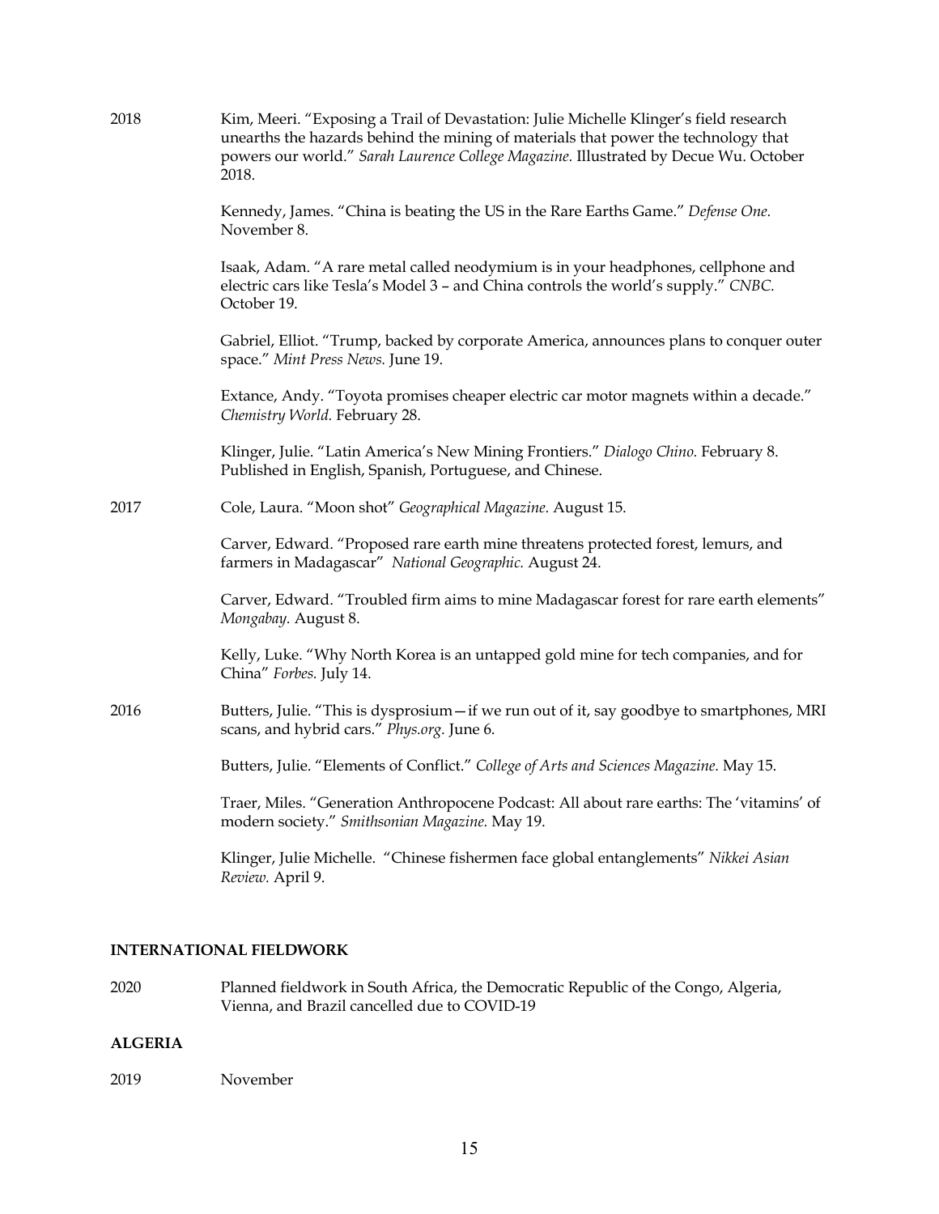2018 Kim, Meeri. "Exposing a Trail of Devastation: Julie Michelle Klinger's field research unearths the hazards behind the mining of materials that power the technology that powers our world." *Sarah Laurence College Magazine.* Illustrated by Decue Wu. October 2018.

Kennedy, James. "China is beating the US in the Rare Earths Game." *Defense One.* November 8.

Isaak, Adam. "A rare metal called neodymium is in your headphones, cellphone and electric cars like Tesla's Model 3 – and China controls the world's supply." *CNBC.* October 19.

Gabriel, Elliot. "Trump, backed by corporate America, announces plans to conquer outer space." *Mint Press News.* June 19.

Extance, Andy. "Toyota promises cheaper electric car motor magnets within a decade." *Chemistry World.* February 28.

Klinger, Julie. "Latin America's New Mining Frontiers." *Dialogo Chino.* February 8. Published in English, Spanish, Portuguese, and Chinese.

2017 Cole, Laura. "Moon shot" *Geographical Magazine.* August 15.

Carver, Edward. "Proposed rare earth mine threatens protected forest, lemurs, and farmers in Madagascar" *National Geographic.* August 24.

Carver, Edward. "Troubled firm aims to mine Madagascar forest for rare earth elements" *Mongabay.* August 8.

Kelly, Luke. "Why North Korea is an untapped gold mine for tech companies, and for China" *Forbes.* July 14.

2016 Butters, Julie. "This is dysprosium—if we run out of it, say goodbye to smartphones, MRI scans, and hybrid cars." *Phys.org.* June 6.

Butters, Julie. "Elements of Conflict." *College of Arts and Sciences Magazine.* May 15.

Traer, Miles. "Generation Anthropocene Podcast: All about rare earths: The 'vitamins' of modern society." *Smithsonian Magazine.* May 19.

Klinger, Julie Michelle. "Chinese fishermen face global entanglements" *Nikkei Asian Review.* April 9.

## INTERNATIONAL FIELDWORK

2020 Planned fieldwork in South Africa, the Democratic Republic of the Congo, Algeria, Vienna, and Brazil cancelled due to COVID-19

### ALGERIA

2019 November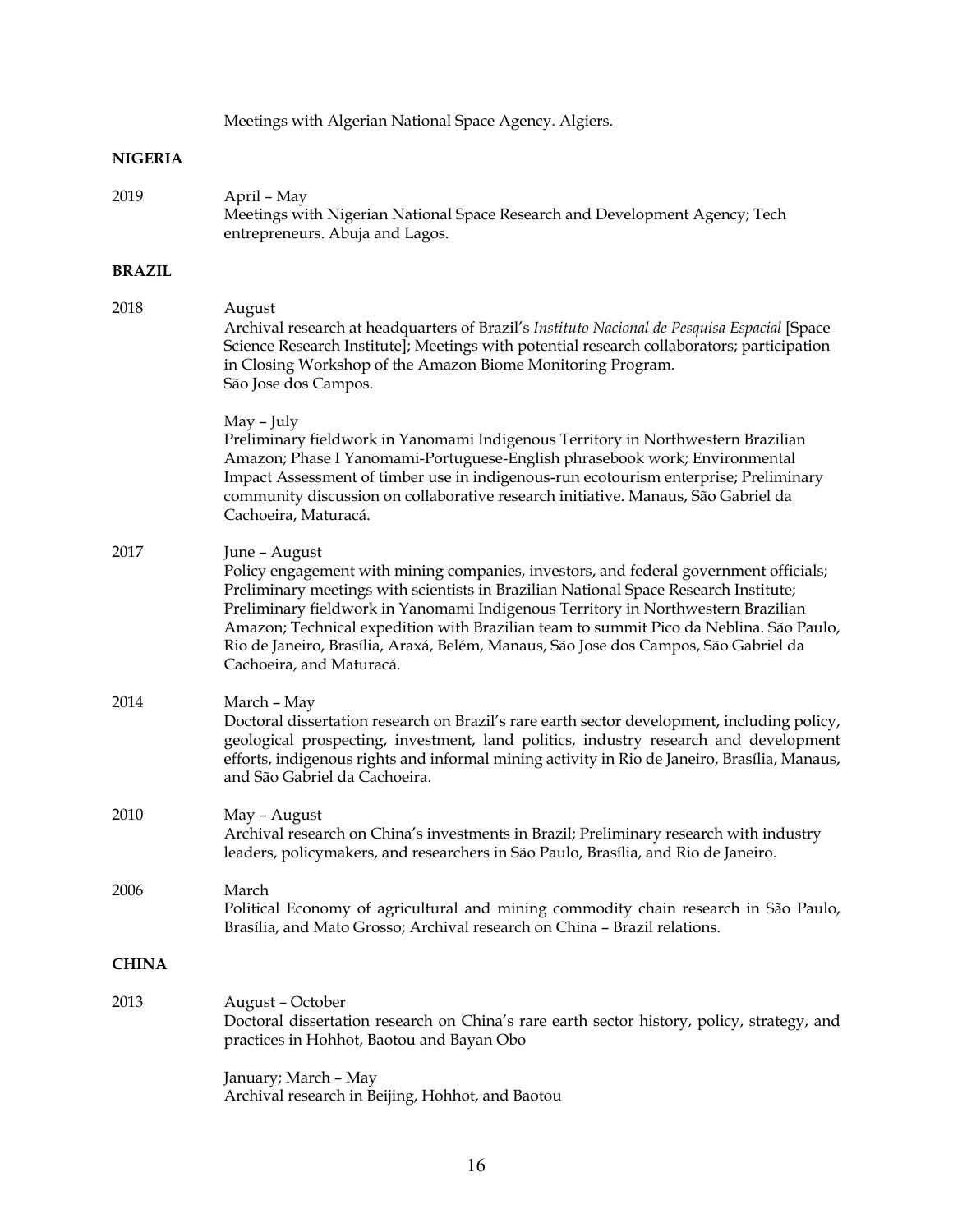Meetings with Algerian National Space Agency. Algiers.

**NIGERIA**

2019 April – May
Meetings with Nigerian National Space Research and Development Agency; Tech entrepreneurs. Abuja and Lagos.

**BRAZIL**

2018 August
Archival research at headquarters of Brazil's *Instituto Nacional de Pesquisa Espacial* [Space Science Research Institute]; Meetings with potential research collaborators; participation in Closing Workshop of the Amazon Biome Monitoring Program.
São Jose dos Campos.

May – July
Preliminary fieldwork in Yanomami Indigenous Territory in Northwestern Brazilian Amazon; Phase I Yanomami-Portuguese-English phrasebook work; Environmental Impact Assessment of timber use in indigenous-run ecotourism enterprise; Preliminary community discussion on collaborative research initiative. Manaus, São Gabriel da Cachoeira, Maturacá.

2017 June – August
Policy engagement with mining companies, investors, and federal government officials; Preliminary meetings with scientists in Brazilian National Space Research Institute; Preliminary fieldwork in Yanomami Indigenous Territory in Northwestern Brazilian Amazon; Technical expedition with Brazilian team to summit Pico da Neblina. São Paulo, Rio de Janeiro, Brasília, Araxá, Belém, Manaus, São Jose dos Campos, São Gabriel da Cachoeira, and Maturacá.

2014 March – May
Doctoral dissertation research on Brazil's rare earth sector development, including policy, geological prospecting, investment, land politics, industry research and development efforts, indigenous rights and informal mining activity in Rio de Janeiro, Brasília, Manaus, and São Gabriel da Cachoeira.

2010 May – August
Archival research on China's investments in Brazil; Preliminary research with industry leaders, policymakers, and researchers in São Paulo, Brasília, and Rio de Janeiro.

2006 March
Political Economy of agricultural and mining commodity chain research in São Paulo, Brasília, and Mato Grosso; Archival research on China – Brazil relations.

**CHINA**

2013 August – October
Doctoral dissertation research on China's rare earth sector history, policy, strategy, and practices in Hohhot, Baotou and Bayan Obo

January; March – May
Archival research in Beijing, Hohhot, and Baotou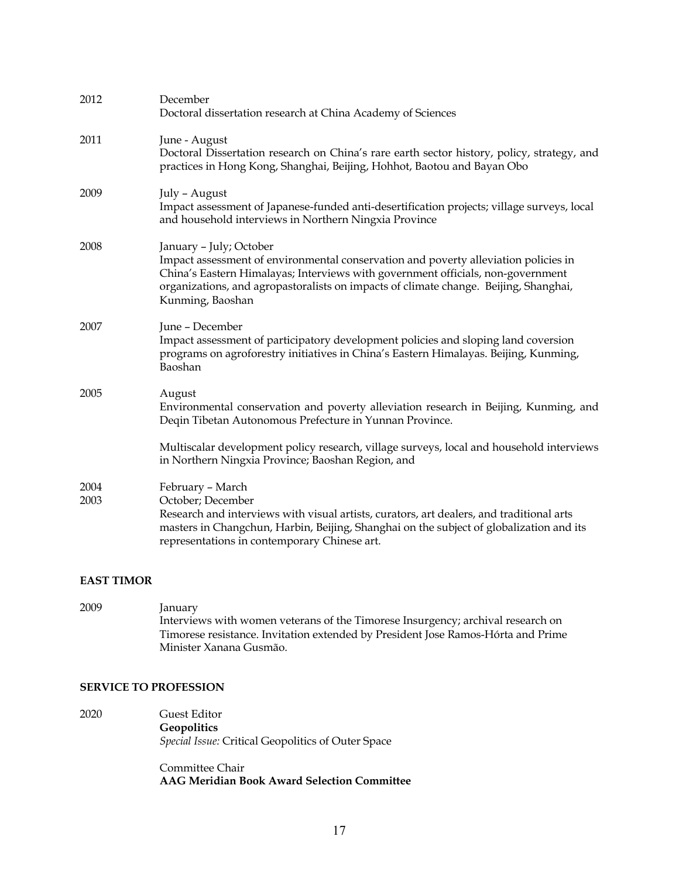2012 December
Doctoral dissertation research at China Academy of Sciences

2011 June - August
Doctoral Dissertation research on China's rare earth sector history, policy, strategy, and practices in Hong Kong, Shanghai, Beijing, Hohhot, Baotou and Bayan Obo

2009 July – August
Impact assessment of Japanese-funded anti-desertification projects; village surveys, local and household interviews in Northern Ningxia Province

2008 January – July; October
Impact assessment of environmental conservation and poverty alleviation policies in China's Eastern Himalayas; Interviews with government officials, non-government organizations, and agropastoralists on impacts of climate change. Beijing, Shanghai, Kunming, Baoshan

2007 June – December
Impact assessment of participatory development policies and sloping land coversion programs on agroforestry initiatives in China's Eastern Himalayas. Beijing, Kunming, Baoshan

2005 August
Environmental conservation and poverty alleviation research in Beijing, Kunming, and Deqin Tibetan Autonomous Prefecture in Yunnan Province.

Multiscalar development policy research, village surveys, local and household interviews in Northern Ningxia Province; Baoshan Region, and

2004 February – March
2003 October; December
Research and interviews with visual artists, curators, art dealers, and traditional arts masters in Changchun, Harbin, Beijing, Shanghai on the subject of globalization and its representations in contemporary Chinese art.

**EAST TIMOR**

2009 January
Interviews with women veterans of the Timorese Insurgency; archival research on Timorese resistance. Invitation extended by President Jose Ramos-Hórta and Prime Minister Xanana Gusmão.

**SERVICE TO PROFESSION**

2020 Guest Editor
**Geopolitics**
*Special Issue:* Critical Geopolitics of Outer Space

Committee Chair
**AAG Meridian Book Award Selection Committee**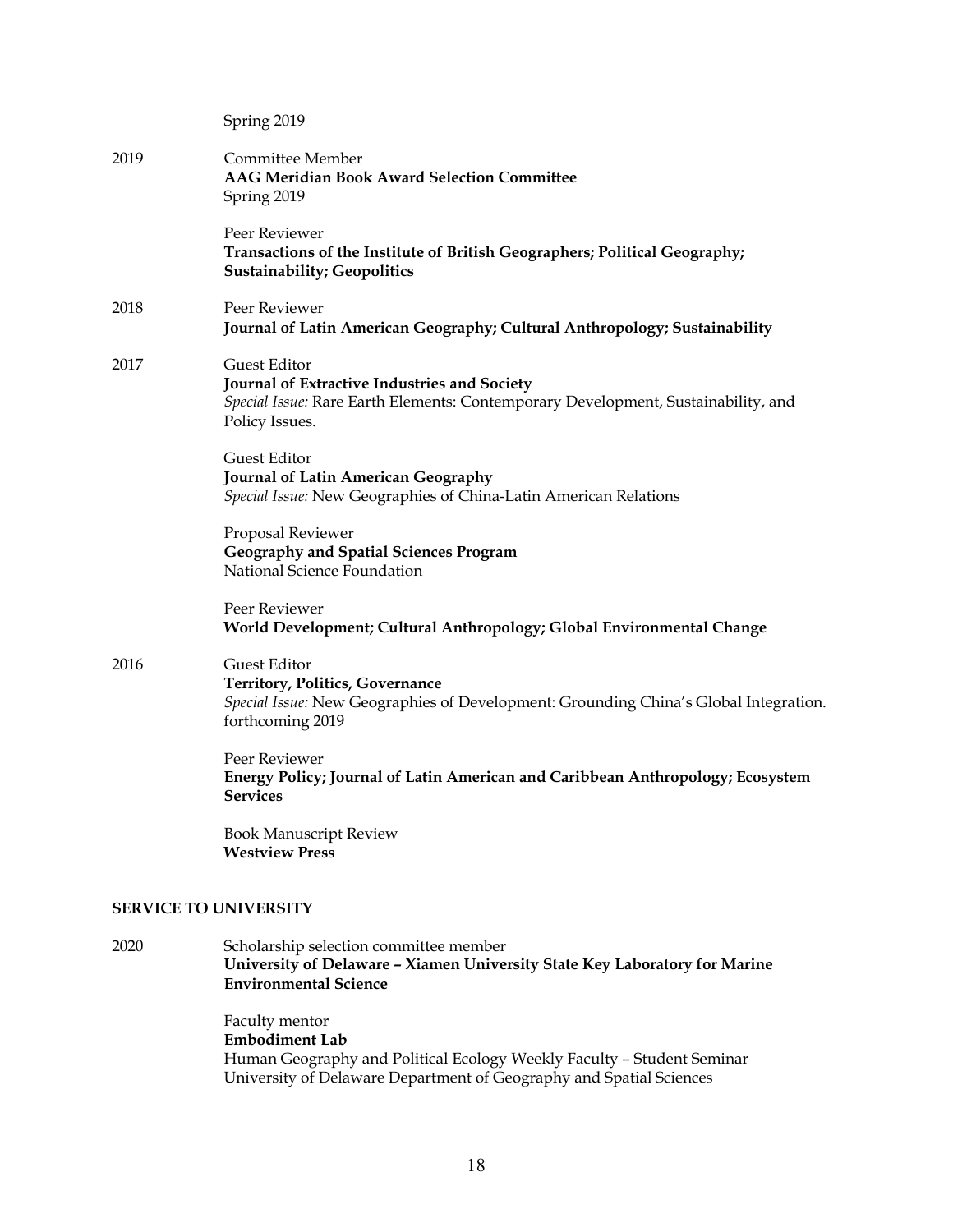Spring 2019

2019 Committee Member
**AAG Meridian Book Award Selection Committee**
Spring 2019

Peer Reviewer
**Transactions of the Institute of British Geographers; Political Geography; Sustainability; Geopolitics**

2018 Peer Reviewer
**Journal of Latin American Geography; Cultural Anthropology; Sustainability**

2017 Guest Editor
**Journal of Extractive Industries and Society**
*Special Issue:* Rare Earth Elements: Contemporary Development, Sustainability, and Policy Issues.

Guest Editor
**Journal of Latin American Geography**
*Special Issue:* New Geographies of China-Latin American Relations

Proposal Reviewer
**Geography and Spatial Sciences Program**
National Science Foundation

Peer Reviewer
**World Development; Cultural Anthropology; Global Environmental Change**

2016 Guest Editor
**Territory, Politics, Governance**
*Special Issue:* New Geographies of Development: Grounding China's Global Integration. forthcoming 2019

Peer Reviewer
**Energy Policy; Journal of Latin American and Caribbean Anthropology; Ecosystem Services**

Book Manuscript Review
**Westview Press**

## SERVICE TO UNIVERSITY

2020 Scholarship selection committee member
**University of Delaware – Xiamen University State Key Laboratory for Marine Environmental Science**

Faculty mentor
**Embodiment Lab**
Human Geography and Political Ecology Weekly Faculty – Student Seminar
University of Delaware Department of Geography and Spatial Sciences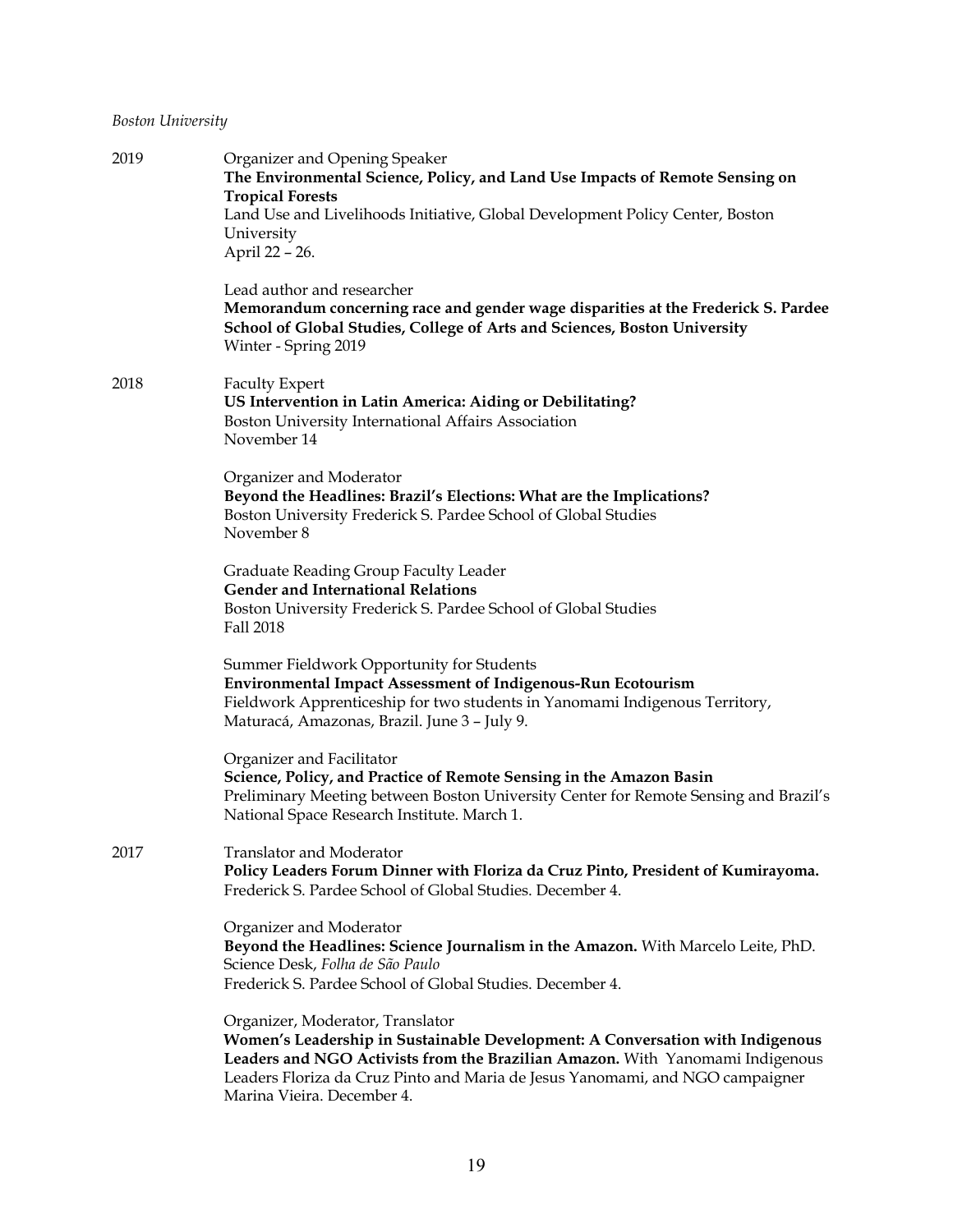*Boston University*

2019

Organizer and Opening Speaker
**The Environmental Science, Policy, and Land Use Impacts of Remote Sensing on Tropical Forests**
Land Use and Livelihoods Initiative, Global Development Policy Center, Boston University
April 22 – 26.

Lead author and researcher
**Memorandum concerning race and gender wage disparities at the Frederick S. Pardee School of Global Studies, College of Arts and Sciences, Boston University**
Winter - Spring 2019

2018

Faculty Expert
**US Intervention in Latin America: Aiding or Debilitating?**
Boston University International Affairs Association
November 14

Organizer and Moderator
**Beyond the Headlines: Brazil's Elections: What are the Implications?**
Boston University Frederick S. Pardee School of Global Studies
November 8

Graduate Reading Group Faculty Leader
**Gender and International Relations**
Boston University Frederick S. Pardee School of Global Studies
Fall 2018

Summer Fieldwork Opportunity for Students
**Environmental Impact Assessment of Indigenous-Run Ecotourism**
Fieldwork Apprenticeship for two students in Yanomami Indigenous Territory, Maturacá, Amazonas, Brazil. June 3 – July 9.

Organizer and Facilitator
**Science, Policy, and Practice of Remote Sensing in the Amazon Basin**
Preliminary Meeting between Boston University Center for Remote Sensing and Brazil's National Space Research Institute. March 1.

2017

Translator and Moderator
**Policy Leaders Forum Dinner with Floriza da Cruz Pinto, President of Kumirayoma.**
Frederick S. Pardee School of Global Studies. December 4.

Organizer and Moderator
**Beyond the Headlines: Science Journalism in the Amazon.** With Marcelo Leite, PhD. Science Desk, *Folha de São Paulo*
Frederick S. Pardee School of Global Studies. December 4.

Organizer, Moderator, Translator
**Women's Leadership in Sustainable Development: A Conversation with Indigenous Leaders and NGO Activists from the Brazilian Amazon.** With Yanomami Indigenous Leaders Floriza da Cruz Pinto and Maria de Jesus Yanomami, and NGO campaigner Marina Vieira. December 4.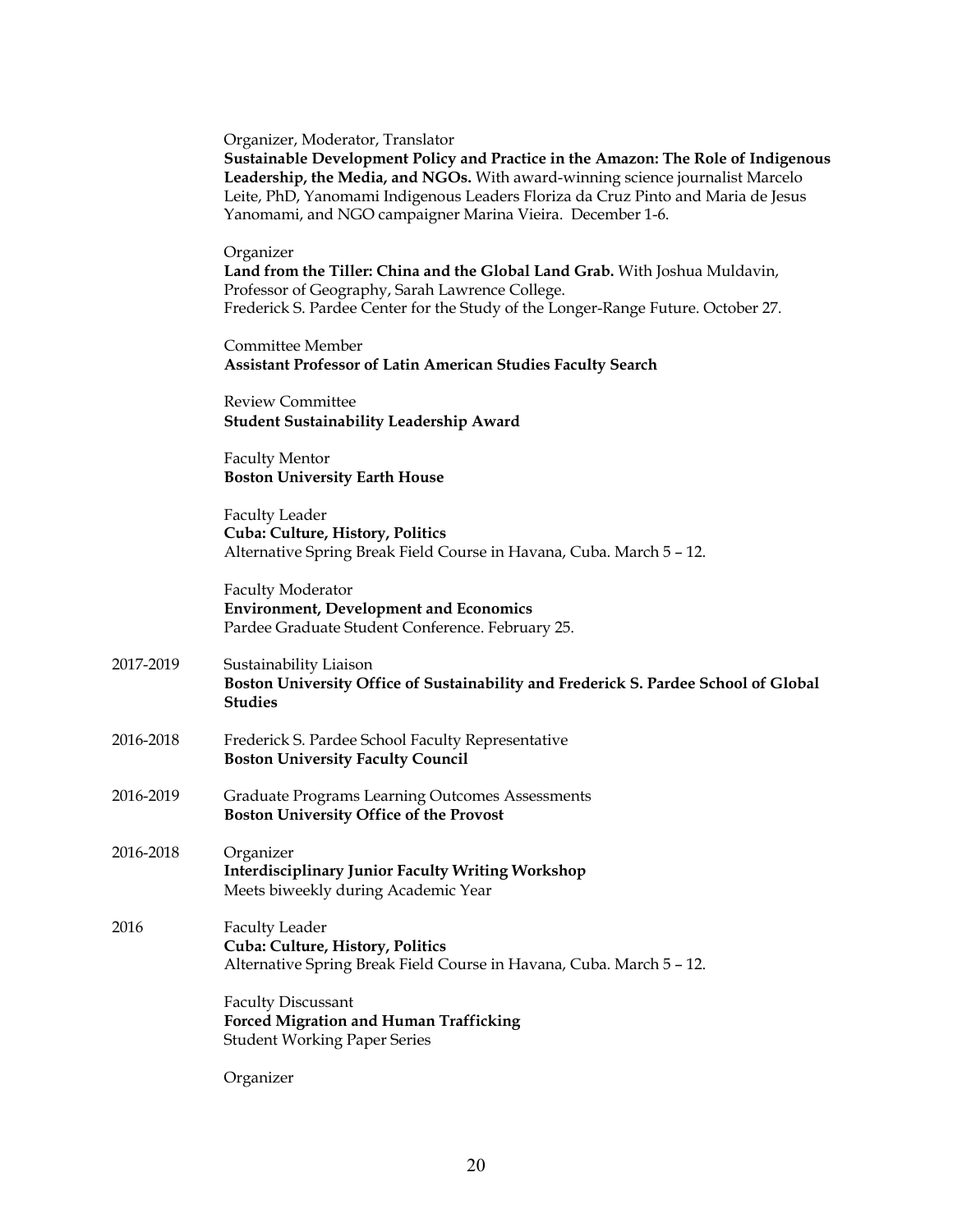Organizer, Moderator, Translator
**Sustainable Development Policy and Practice in the Amazon: The Role of Indigenous Leadership, the Media, and NGOs.** With award-winning science journalist Marcelo Leite, PhD, Yanomami Indigenous Leaders Floriza da Cruz Pinto and Maria de Jesus Yanomami, and NGO campaigner Marina Vieira. December 1-6.

Organizer
**Land from the Tiller: China and the Global Land Grab.** With Joshua Muldavin, Professor of Geography, Sarah Lawrence College.
Frederick S. Pardee Center for the Study of the Longer-Range Future. October 27.

Committee Member
**Assistant Professor of Latin American Studies Faculty Search**

Review Committee
**Student Sustainability Leadership Award**

Faculty Mentor
**Boston University Earth House**

Faculty Leader
**Cuba: Culture, History, Politics**
Alternative Spring Break Field Course in Havana, Cuba. March 5 – 12.

Faculty Moderator
**Environment, Development and Economics**
Pardee Graduate Student Conference. February 25.

2017-2019 Sustainability Liaison
**Boston University Office of Sustainability and Frederick S. Pardee School of Global Studies**

2016-2018 Frederick S. Pardee School Faculty Representative
**Boston University Faculty Council**

2016-2019 Graduate Programs Learning Outcomes Assessments
**Boston University Office of the Provost**

2016-2018 Organizer
**Interdisciplinary Junior Faculty Writing Workshop**
Meets biweekly during Academic Year

2016 Faculty Leader
**Cuba: Culture, History, Politics**
Alternative Spring Break Field Course in Havana, Cuba. March 5 – 12.

Faculty Discussant
**Forced Migration and Human Trafficking**
Student Working Paper Series

Organizer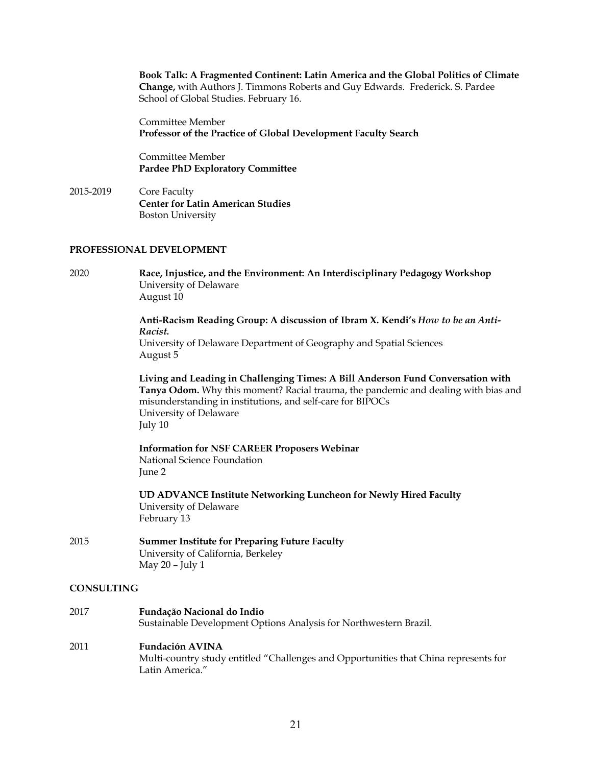**Book Talk: A Fragmented Continent: Latin America and the Global Politics of Climate Change,** with Authors J. Timmons Roberts and Guy Edwards. Frederick. S. Pardee School of Global Studies. February 16.

Committee Member
**Professor of the Practice of Global Development Faculty Search**

Committee Member
**Pardee PhD Exploratory Committee**

2015-2019 Core Faculty
**Center for Latin American Studies**
Boston University

## PROFESSIONAL DEVELOPMENT

2020 **Race, Injustice, and the Environment: An Interdisciplinary Pedagogy Workshop**
University of Delaware
August 10

**Anti-Racism Reading Group: A discussion of Ibram X. Kendi's *How to be an Anti-Racist.***
University of Delaware Department of Geography and Spatial Sciences
August 5

**Living and Leading in Challenging Times: A Bill Anderson Fund Conversation with Tanya Odom.** Why this moment? Racial trauma, the pandemic and dealing with bias and misunderstanding in institutions, and self-care for BIPOCs
University of Delaware
July 10

**Information for NSF CAREER Proposers Webinar**
National Science Foundation
June 2

**UD ADVANCE Institute Networking Luncheon for Newly Hired Faculty**
University of Delaware
February 13

2015 **Summer Institute for Preparing Future Faculty**
University of California, Berkeley
May 20 – July 1

## CONSULTING

2017 **Fundação Nacional do Indio**
Sustainable Development Options Analysis for Northwestern Brazil.

2011 **Fundación AVINA**
Multi-country study entitled "Challenges and Opportunities that China represents for Latin America."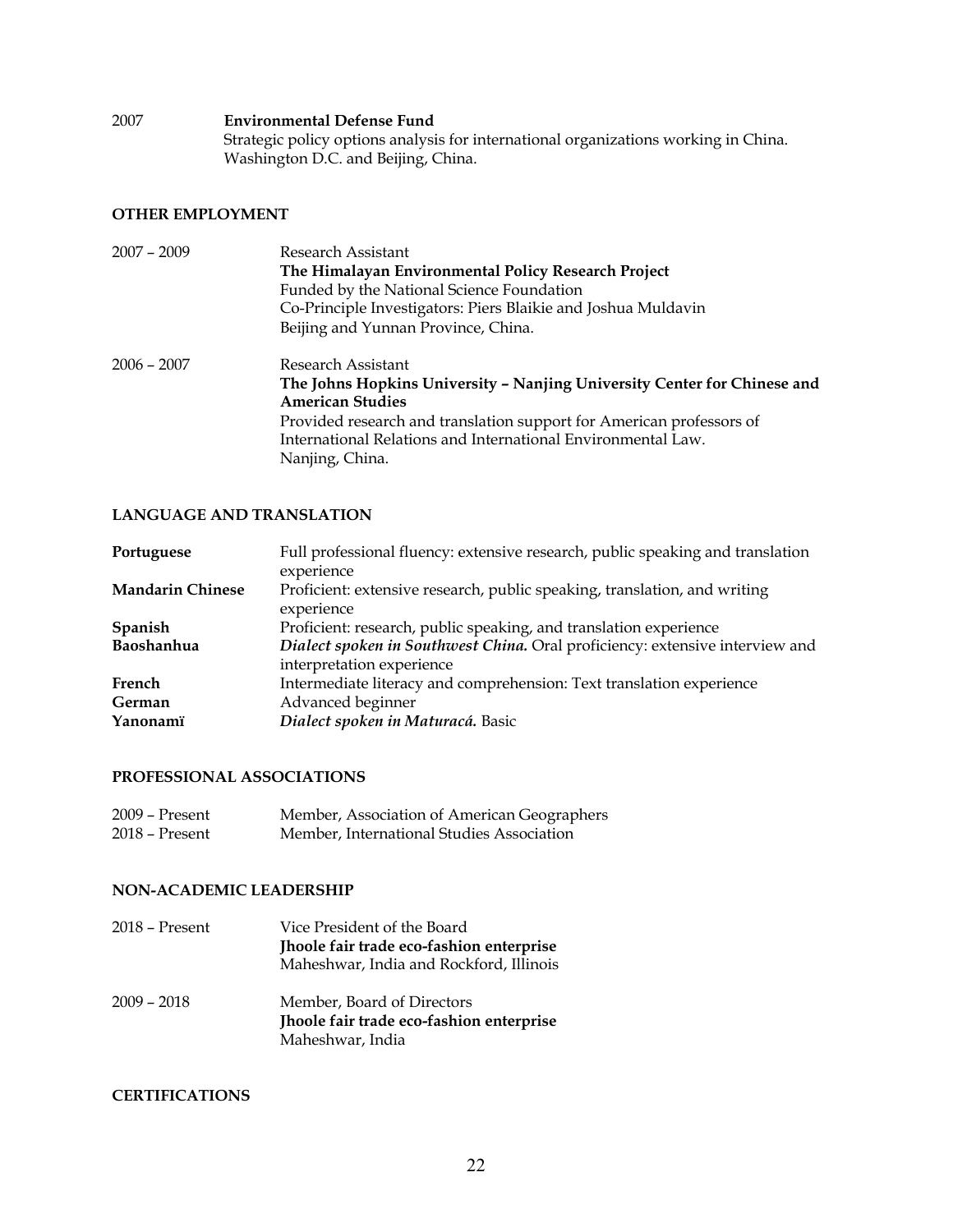2007 **Environmental Defense Fund**
Strategic policy options analysis for international organizations working in China.
Washington D.C. and Beijing, China.

## OTHER EMPLOYMENT

2007 – 2009 Research Assistant
**The Himalayan Environmental Policy Research Project**
Funded by the National Science Foundation
Co-Principle Investigators: Piers Blaikie and Joshua Muldavin
Beijing and Yunnan Province, China.

2006 – 2007 Research Assistant
**The Johns Hopkins University – Nanjing University Center for Chinese and American Studies**
Provided research and translation support for American professors of International Relations and International Environmental Law.
Nanjing, China.

## LANGUAGE AND TRANSLATION

**Portuguese** Full professional fluency: extensive research, public speaking and translation experience
**Mandarin Chinese** Proficient: extensive research, public speaking, translation, and writing experience
**Spanish** Proficient: research, public speaking, and translation experience
**Baoshanhua** ***Dialect spoken in Southwest China.*** Oral proficiency: extensive interview and interpretation experience
**French** Intermediate literacy and comprehension: Text translation experience
**German** Advanced beginner
**Yanonamï** ***Dialect spoken in Maturacá.*** Basic

## PROFESSIONAL ASSOCIATIONS

2009 – Present Member, Association of American Geographers
2018 – Present Member, International Studies Association

## NON-ACADEMIC LEADERSHIP

2018 – Present Vice President of the Board
**Jhoole fair trade eco-fashion enterprise**
Maheshwar, India and Rockford, Illinois

2009 – 2018 Member, Board of Directors
**Jhoole fair trade eco-fashion enterprise**
Maheshwar, India

## CERTIFICATIONS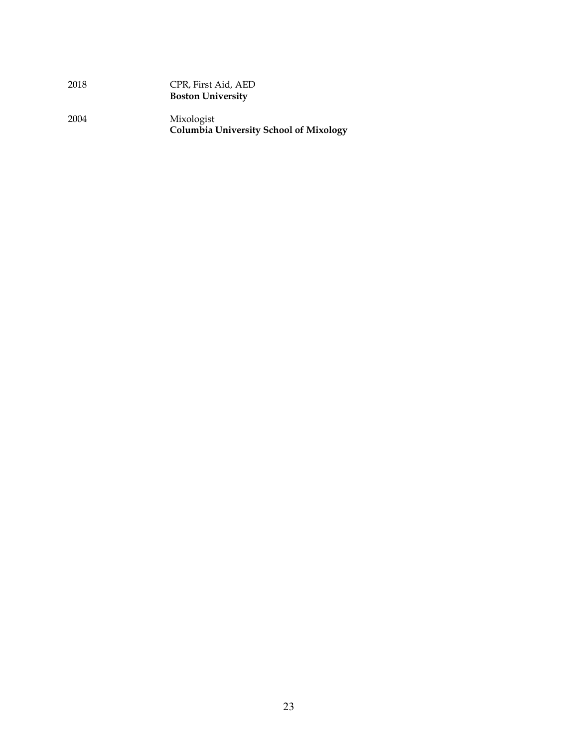2018 CPR, First Aid, AED
**Boston University**

2004 Mixologist
**Columbia University School of Mixology**